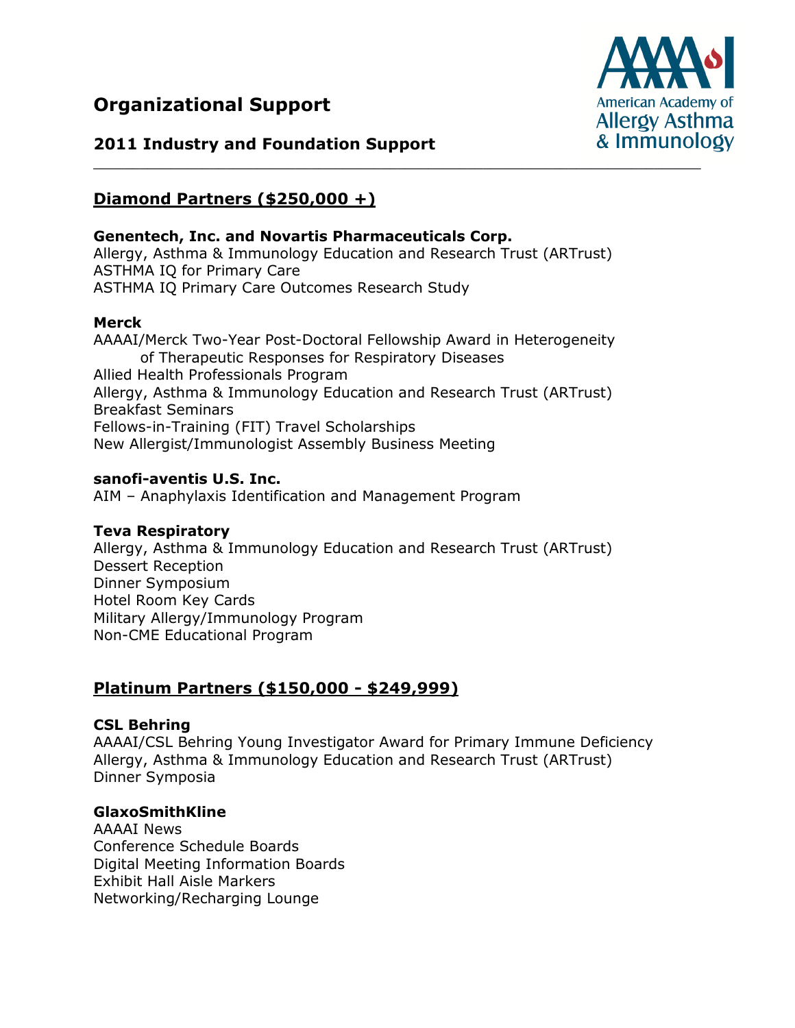# Organizational Support

## 2011 Industry and Foundation Support

---

## Diamond Partners ($250,000 +)

**Genentech, Inc. and Novartis Pharmaceuticals Corp.**
Allergy, Asthma & Immunology Education and Research Trust (ARTrust)
ASTHMA IQ for Primary Care
ASTHMA IQ Primary Care Outcomes Research Study

**Merck**
AAAAI/Merck Two-Year Post-Doctoral Fellowship Award in Heterogeneity of Therapeutic Responses for Respiratory Diseases
Allied Health Professionals Program
Allergy, Asthma & Immunology Education and Research Trust (ARTrust)
Breakfast Seminars
Fellows-in-Training (FIT) Travel Scholarships
New Allergist/Immunologist Assembly Business Meeting

**sanofi-aventis U.S. Inc.**
AIM – Anaphylaxis Identification and Management Program

**Teva Respiratory**
Allergy, Asthma & Immunology Education and Research Trust (ARTrust)
Dessert Reception
Dinner Symposium
Hotel Room Key Cards
Military Allergy/Immunology Program
Non-CME Educational Program

## Platinum Partners ($150,000 - $249,999)

**CSL Behring**
AAAAI/CSL Behring Young Investigator Award for Primary Immune Deficiency
Allergy, Asthma & Immunology Education and Research Trust (ARTrust)
Dinner Symposia

**GlaxoSmithKline**
AAAAI News
Conference Schedule Boards
Digital Meeting Information Boards
Exhibit Hall Aisle Markers
Networking/Recharging Lounge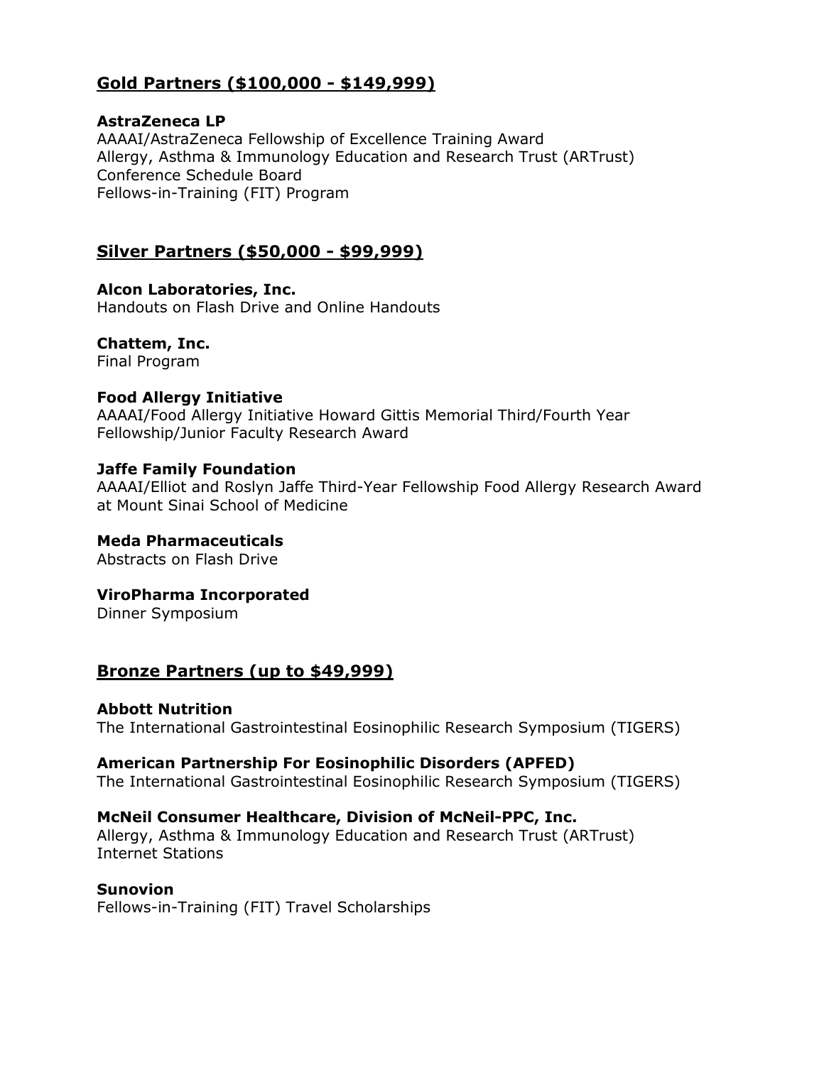## Gold Partners ($100,000 - $149,999)

**AstraZeneca LP**
AAAAI/AstraZeneca Fellowship of Excellence Training Award
Allergy, Asthma & Immunology Education and Research Trust (ARTrust)
Conference Schedule Board
Fellows-in-Training (FIT) Program

## Silver Partners ($50,000 - $99,999)

**Alcon Laboratories, Inc.**
Handouts on Flash Drive and Online Handouts

**Chattem, Inc.**
Final Program

**Food Allergy Initiative**
AAAAI/Food Allergy Initiative Howard Gittis Memorial Third/Fourth Year Fellowship/Junior Faculty Research Award

**Jaffe Family Foundation**
AAAAI/Elliot and Roslyn Jaffe Third-Year Fellowship Food Allergy Research Award at Mount Sinai School of Medicine

**Meda Pharmaceuticals**
Abstracts on Flash Drive

**ViroPharma Incorporated**
Dinner Symposium

## Bronze Partners (up to $49,999)

**Abbott Nutrition**
The International Gastrointestinal Eosinophilic Research Symposium (TIGERS)

**American Partnership For Eosinophilic Disorders (APFED)**
The International Gastrointestinal Eosinophilic Research Symposium (TIGERS)

**McNeil Consumer Healthcare, Division of McNeil-PPC, Inc.**
Allergy, Asthma & Immunology Education and Research Trust (ARTrust)
Internet Stations

**Sunovion**
Fellows-in-Training (FIT) Travel Scholarships